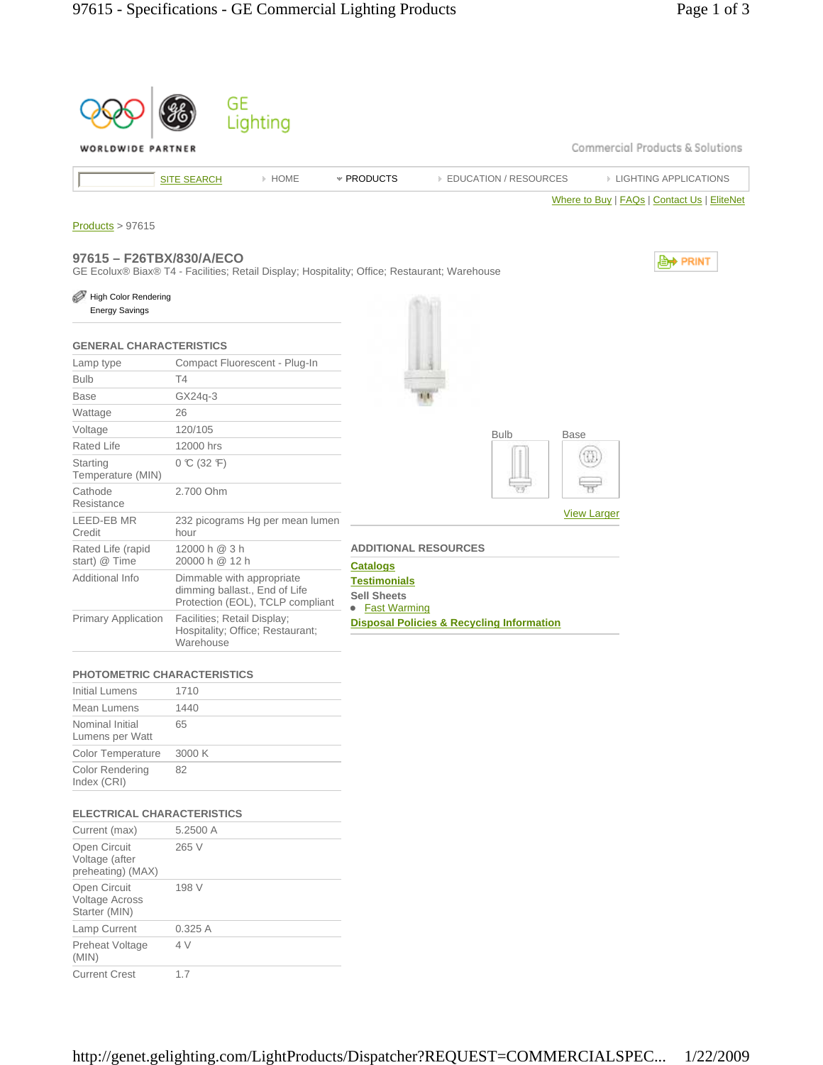GE Lighting

WORLDWIDE PARTNER

Commercial Products & Solutions

SITE SEARCH | HOME | PRODUCTS | EDUCATION / RESOURCES | LIGHTING APPLICATIONS

Where to Buy | FAQs | Contact Us | EliteNet

Products > 97615

## 97615 – F26TBX/830/A/ECO

GE Ecolux® Biax® T4 - Facilities; Retail Display; Hospitality; Office; Restaurant; Warehouse

PRINT

High Color Rendering
Energy Savings

### GENERAL CHARACTERISTICS

| | |
|---|---|
| Lamp type | Compact Fluorescent - Plug-In |
| Bulb | T4 |
| Base | GX24q-3 |
| Wattage | 26 |
| Voltage | 120/105 |
| Rated Life | 12000 hrs |
| Starting Temperature (MIN) | 0 ℃ (32 ℉) |
| Cathode Resistance | 2.700 Ohm |
| LEED-EB MR Credit | 232 picograms Hg per mean lumen hour |
| Rated Life (rapid start) @ Time | 12000 h @ 3 h<br>20000 h @ 12 h |
| Additional Info | Dimmable with appropriate dimming ballast., End of Life Protection (EOL), TCLP compliant |
| Primary Application | Facilities; Retail Display; Hospitality; Office; Restaurant; Warehouse |

### PHOTOMETRIC CHARACTERISTICS

| | |
|---|---|
| Initial Lumens | 1710 |
| Mean Lumens | 1440 |
| Nominal Initial Lumens per Watt | 65 |
| Color Temperature | 3000 K |
| Color Rendering Index (CRI) | 82 |

### ELECTRICAL CHARACTERISTICS

| | |
|---|---|
| Current (max) | 5.2500 A |
| Open Circuit Voltage (after preheating) (MAX) | 265 V |
| Open Circuit Voltage Across Starter (MIN) | 198 V |
| Lamp Current | 0.325 A |
| Preheat Voltage (MIN) | 4 V |
| Current Crest | 1.7 |

Bulb | Base

View Larger

### ADDITIONAL RESOURCES

**Catalogs**

**Testimonials**

**Sell Sheets**

- Fast Warming

**Disposal Policies & Recycling Information**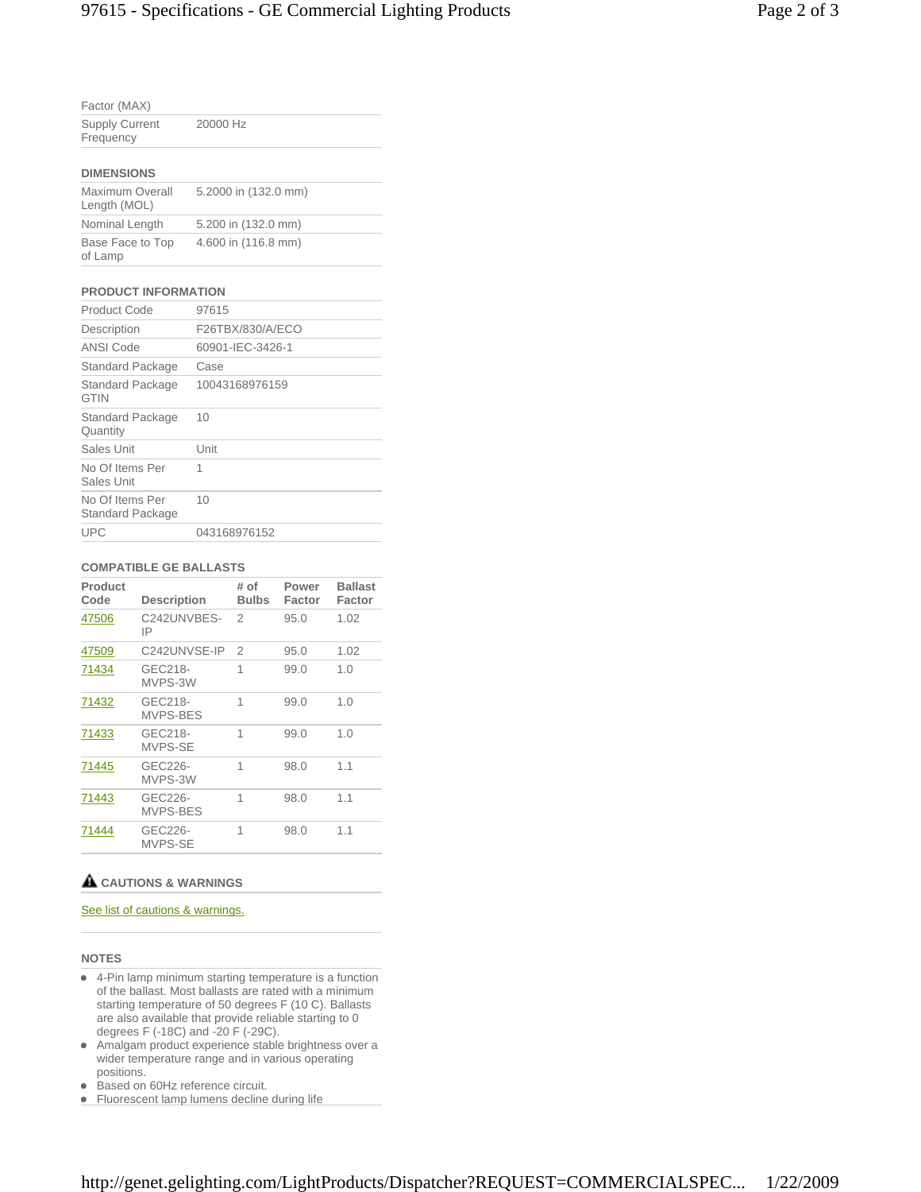| | |
|---|---|
| Factor (MAX) | |
| Supply Current Frequency | 20000 Hz |

### DIMENSIONS

| | |
|---|---|
| Maximum Overall Length (MOL) | 5.2000 in (132.0 mm) |
| Nominal Length | 5.200 in (132.0 mm) |
| Base Face to Top of Lamp | 4.600 in (116.8 mm) |

### PRODUCT INFORMATION

| | |
|---|---|
| Product Code | 97615 |
| Description | F26TBX/830/A/ECO |
| ANSI Code | 60901-IEC-3426-1 |
| Standard Package | Case |
| Standard Package GTIN | 10043168976159 |
| Standard Package Quantity | 10 |
| Sales Unit | Unit |
| No Of Items Per Sales Unit | 1 |
| No Of Items Per Standard Package | 10 |
| UPC | 043168976152 |

### COMPATIBLE GE BALLASTS

| Product Code | Description | # of Bulbs | Power Factor | Ballast Factor |
|---|---|---|---|---|
| 47506 | C242UNVBES-IP | 2 | 95.0 | 1.02 |
| 47509 | C242UNVSE-IP | 2 | 95.0 | 1.02 |
| 71434 | GEC218-MVPS-3W | 1 | 99.0 | 1.0 |
| 71432 | GEC218-MVPS-BES | 1 | 99.0 | 1.0 |
| 71433 | GEC218-MVPS-SE | 1 | 99.0 | 1.0 |
| 71445 | GEC226-MVPS-3W | 1 | 98.0 | 1.1 |
| 71443 | GEC226-MVPS-BES | 1 | 98.0 | 1.1 |
| 71444 | GEC226-MVPS-SE | 1 | 98.0 | 1.1 |

### CAUTIONS & WARNINGS

See list of cautions & warnings.

### NOTES

- 4-Pin lamp minimum starting temperature is a function of the ballast. Most ballasts are rated with a minimum starting temperature of 50 degrees F (10 C). Ballasts are also available that provide reliable starting to 0 degrees F (-18C) and -20 F (-29C).
- Amalgam product experience stable brightness over a wider temperature range and in various operating positions.
- Based on 60Hz reference circuit.
- Fluorescent lamp lumens decline during life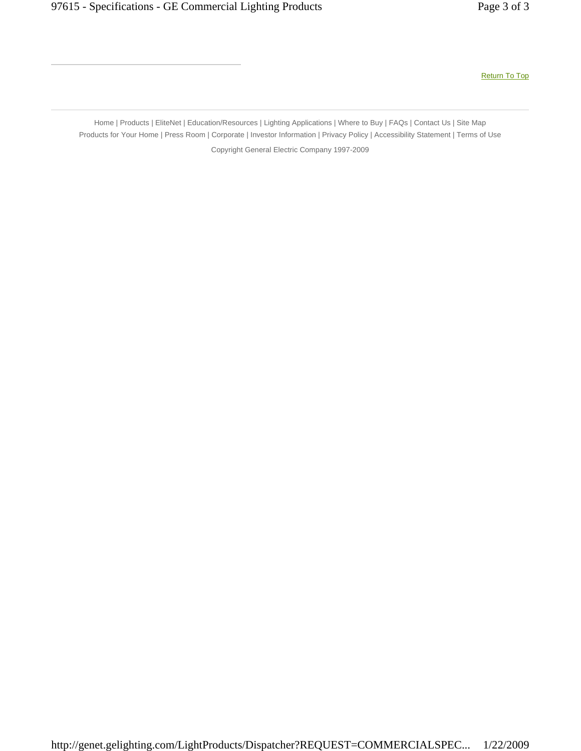Return To Top

---

Home | Products | EliteNet | Education/Resources | Lighting Applications | Where to Buy | FAQs | Contact Us | Site Map
Products for Your Home | Press Room | Corporate | Investor Information | Privacy Policy | Accessibility Statement | Terms of Use

Copyright General Electric Company 1997-2009